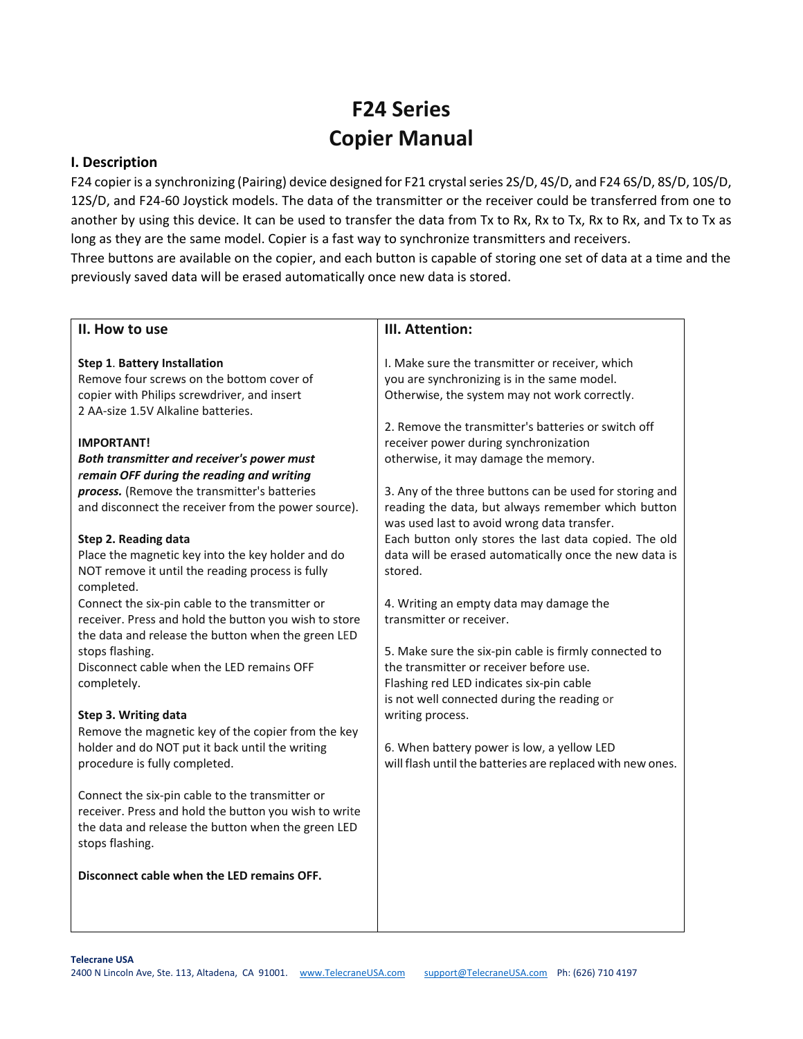# F24 Series
# Copier Manual

## I. Description

F24 copier is a synchronizing (Pairing) device designed for F21 crystal series 2S/D, 4S/D, and F24 6S/D, 8S/D, 10S/D, 12S/D, and F24-60 Joystick models. The data of the transmitter or the receiver could be transferred from one to another by using this device. It can be used to transfer the data from Tx to Rx, Rx to Tx, Rx to Rx, and Tx to Tx as long as they are the same model. Copier is a fast way to synchronize transmitters and receivers.
Three buttons are available on the copier, and each button is capable of storing one set of data at a time and the previously saved data will be erased automatically once new data is stored.

## II. How to use

**Step 1**. **Battery Installation**
Remove four screws on the bottom cover of copier with Philips screwdriver, and insert 2 AA-size 1.5V Alkaline batteries.

**IMPORTANT!**
***Both transmitter and receiver's power must remain OFF during the reading and writing process.*** (Remove the transmitter's batteries and disconnect the receiver from the power source).

**Step 2. Reading data**
Place the magnetic key into the key holder and do NOT remove it until the reading process is fully completed.
Connect the six-pin cable to the transmitter or receiver. Press and hold the button you wish to store the data and release the button when the green LED stops flashing.
Disconnect cable when the LED remains OFF completely.

**Step 3. Writing data**
Remove the magnetic key of the copier from the key holder and do NOT put it back until the writing procedure is fully completed.

Connect the six-pin cable to the transmitter or receiver. Press and hold the button you wish to write the data and release the button when the green LED stops flashing.

**Disconnect cable when the LED remains OFF.**

## III. Attention:

I. Make sure the transmitter or receiver, which you are synchronizing is in the same model. Otherwise, the system may not work correctly.

2. Remove the transmitter's batteries or switch off receiver power during synchronization otherwise, it may damage the memory.

3. Any of the three buttons can be used for storing and reading the data, but always remember which button was used last to avoid wrong data transfer.
Each button only stores the last data copied. The old data will be erased automatically once the new data is stored.

4. Writing an empty data may damage the transmitter or receiver.

5. Make sure the six-pin cable is firmly connected to the transmitter or receiver before use.
Flashing red LED indicates six-pin cable is not well connected during the reading or writing process.

6. When battery power is low, a yellow LED will flash until the batteries are replaced with new ones.

**Telecrane USA**
2400 N Lincoln Ave, Ste. 113, Altadena, CA 91001. www.TelecraneUSA.com support@TelecraneUSA.com Ph: (626) 710 4197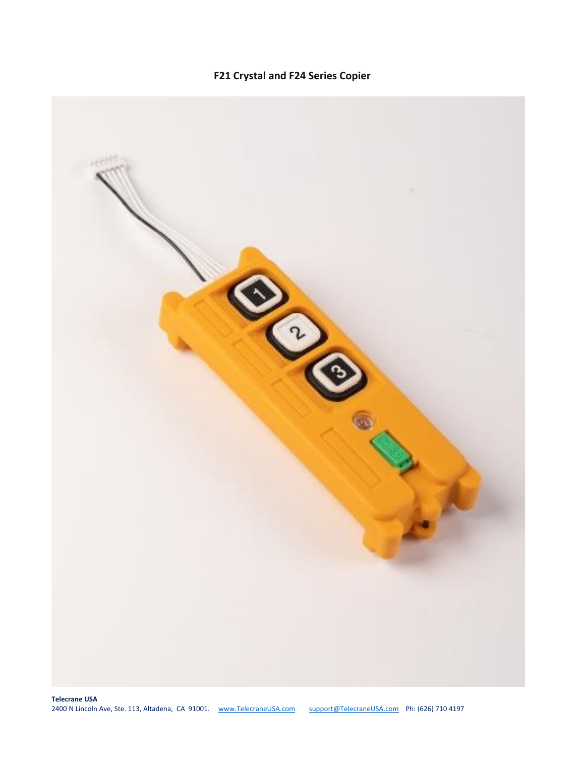**F21 Crystal and F24 Series Copier**

**Telecrane USA**
2400 N Lincoln Ave, Ste. 113, Altadena, CA 91001. www.TelecraneUSA.com support@TelecraneUSA.com Ph: (626) 710 4197